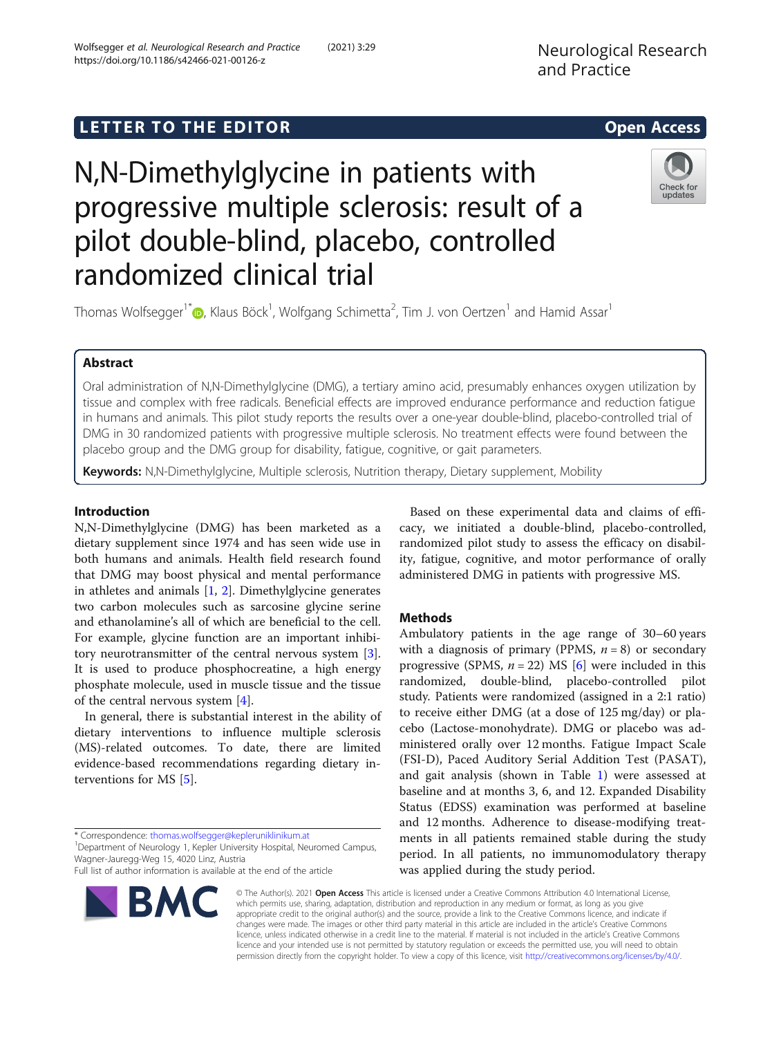LETTER TO THE EDITOR

Open Access

# N,N-Dimethylglycine in patients with progressive multiple sclerosis: result of a pilot double-blind, placebo, controlled randomized clinical trial

Thomas Wolfsegger[1*], Klaus Böck[1], Wolfgang Schimetta[2], Tim J. von Oertzen[1] and Hamid Assar[1]

## Abstract

Oral administration of N,N-Dimethylglycine (DMG), a tertiary amino acid, presumably enhances oxygen utilization by tissue and complex with free radicals. Beneficial effects are improved endurance performance and reduction fatigue in humans and animals. This pilot study reports the results over a one-year double-blind, placebo-controlled trial of DMG in 30 randomized patients with progressive multiple sclerosis. No treatment effects were found between the placebo group and the DMG group for disability, fatigue, cognitive, or gait parameters.

**Keywords:** N,N-Dimethylglycine, Multiple sclerosis, Nutrition therapy, Dietary supplement, Mobility

## Introduction

N,N-Dimethylglycine (DMG) has been marketed as a dietary supplement since 1974 and has seen wide use in both humans and animals. Health field research found that DMG may boost physical and mental performance in athletes and animals [1, 2]. Dimethylglycine generates two carbon molecules such as sarcosine glycine serine and ethanolamine's all of which are beneficial to the cell. For example, glycine function are an important inhibitory neurotransmitter of the central nervous system [3]. It is used to produce phosphocreatine, a high energy phosphate molecule, used in muscle tissue and the tissue of the central nervous system [4].

In general, there is substantial interest in the ability of dietary interventions to influence multiple sclerosis (MS)-related outcomes. To date, there are limited evidence-based recommendations regarding dietary interventions for MS [5].

Based on these experimental data and claims of efficacy, we initiated a double-blind, placebo-controlled, randomized pilot study to assess the efficacy on disability, fatigue, cognitive, and motor performance of orally administered DMG in patients with progressive MS.

## Methods

Ambulatory patients in the age range of 30–60 years with a diagnosis of primary (PPMS, $n = 8$) or secondary progressive (SPMS, $n = 22$) MS [6] were included in this randomized, double-blind, placebo-controlled pilot study. Patients were randomized (assigned in a 2:1 ratio) to receive either DMG (at a dose of 125 mg/day) or placebo (Lactose-monohydrate). DMG or placebo was administered orally over 12 months. Fatigue Impact Scale (FSI-D), Paced Auditory Serial Addition Test (PASAT), and gait analysis (shown in Table 1) were assessed at baseline and at months 3, 6, and 12. Expanded Disability Status (EDSS) examination was performed at baseline and 12 months. Adherence to disease-modifying treatments in all patients remained stable during the study period. In all patients, no immunomodulatory therapy was applied during the study period.

* Correspondence: thomas.wolfsegger@kepleruniklinikum.at
[1]Department of Neurology 1, Kepler University Hospital, Neuromed Campus, Wagner-Jauregg-Weg 15, 4020 Linz, Austria
Full list of author information is available at the end of the article

© The Author(s). 2021 Open Access This article is licensed under a Creative Commons Attribution 4.0 International License, which permits use, sharing, adaptation, distribution and reproduction in any medium or format, as long as you give appropriate credit to the original author(s) and the source, provide a link to the Creative Commons licence, and indicate if changes were made. The images or other third party material in this article are included in the article's Creative Commons licence, unless indicated otherwise in a credit line to the material. If material is not included in the article's Creative Commons licence and your intended use is not permitted by statutory regulation or exceeds the permitted use, you will need to obtain permission directly from the copyright holder. To view a copy of this licence, visit http://creativecommons.org/licenses/by/4.0/.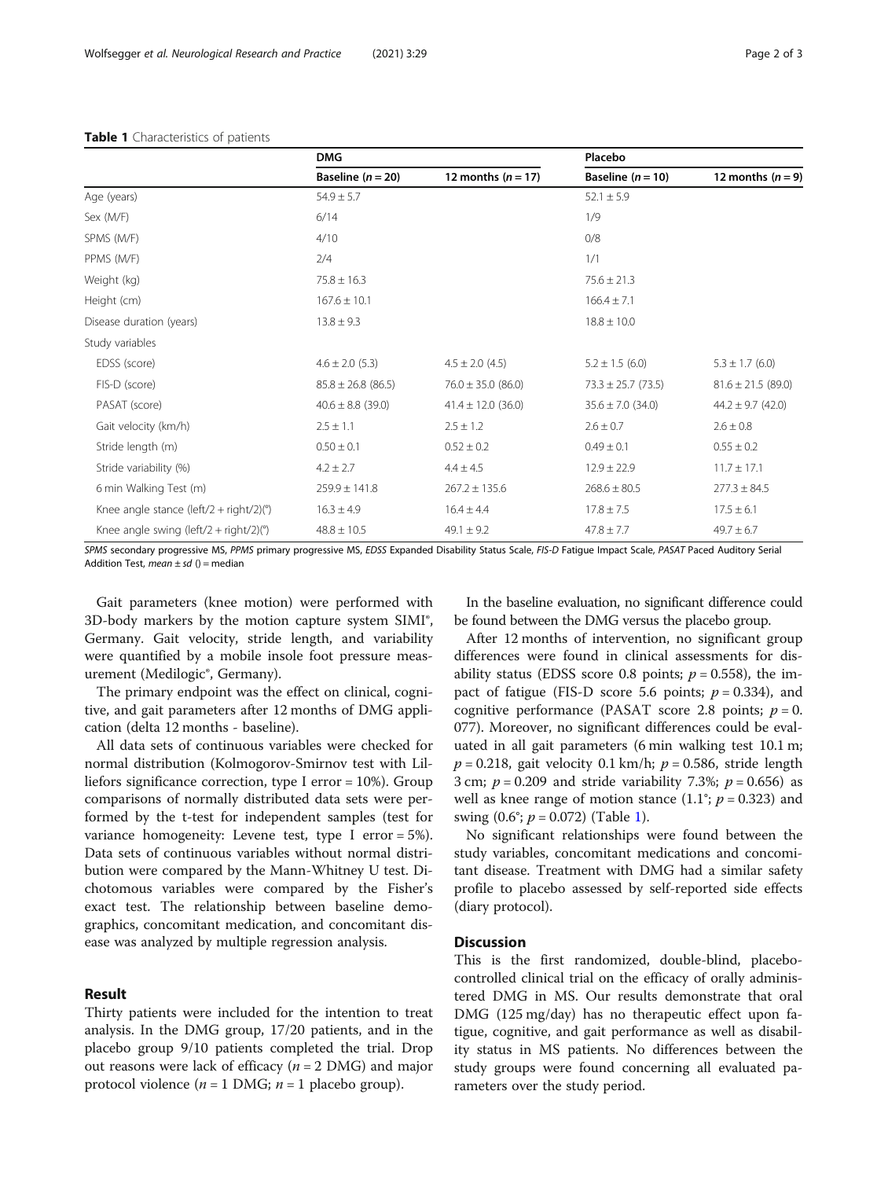**Table 1** Characteristics of patients

| | DMG | | Placebo | |
|---|---|---|---|---|
| | Baseline ($n = 20$) | 12 months ($n = 17$) | Baseline ($n = 10$) | 12 months ($n = 9$) |
| Age (years) | 54.9 ± 5.7 | | 52.1 ± 5.9 | |
| Sex (M/F) | 6/14 | | 1/9 | |
| SPMS (M/F) | 4/10 | | 0/8 | |
| PPMS (M/F) | 2/4 | | 1/1 | |
| Weight (kg) | 75.8 ± 16.3 | | 75.6 ± 21.3 | |
| Height (cm) | 167.6 ± 10.1 | | 166.4 ± 7.1 | |
| Disease duration (years) | 13.8 ± 9.3 | | 18.8 ± 10.0 | |
| Study variables | | | | |
| EDSS (score) | 4.6 ± 2.0 (5.3) | 4.5 ± 2.0 (4.5) | 5.2 ± 1.5 (6.0) | 5.3 ± 1.7 (6.0) |
| FIS-D (score) | 85.8 ± 26.8 (86.5) | 76.0 ± 35.0 (86.0) | 73.3 ± 25.7 (73.5) | 81.6 ± 21.5 (89.0) |
| PASAT (score) | 40.6 ± 8.8 (39.0) | 41.4 ± 12.0 (36.0) | 35.6 ± 7.0 (34.0) | 44.2 ± 9.7 (42.0) |
| Gait velocity (km/h) | 2.5 ± 1.1 | 2.5 ± 1.2 | 2.6 ± 0.7 | 2.6 ± 0.8 |
| Stride length (m) | 0.50 ± 0.1 | 0.52 ± 0.2 | 0.49 ± 0.1 | 0.55 ± 0.2 |
| Stride variability (%) | 4.2 ± 2.7 | 4.4 ± 4.5 | 12.9 ± 22.9 | 11.7 ± 17.1 |
| 6 min Walking Test (m) | 259.9 ± 141.8 | 267.2 ± 135.6 | 268.6 ± 80.5 | 277.3 ± 84.5 |
| Knee angle stance (left/2 + right/2)(°) | 16.3 ± 4.9 | 16.4 ± 4.4 | 17.8 ± 7.5 | 17.5 ± 6.1 |
| Knee angle swing (left/2 + right/2)(°) | 48.8 ± 10.5 | 49.1 ± 9.2 | 47.8 ± 7.7 | 49.7 ± 6.7 |

*SPMS* secondary progressive MS, *PPMS* primary progressive MS, *EDSS* Expanded Disability Status Scale, *FIS-D* Fatigue Impact Scale, *PASAT* Paced Auditory Serial Addition Test, *mean ± sd* () = median

Gait parameters (knee motion) were performed with 3D-body markers by the motion capture system SIMI®, Germany. Gait velocity, stride length, and variability were quantified by a mobile insole foot pressure measurement (Medilogic®, Germany).

The primary endpoint was the effect on clinical, cognitive, and gait parameters after 12 months of DMG application (delta 12 months - baseline).

All data sets of continuous variables were checked for normal distribution (Kolmogorov-Smirnov test with Lilliefors significance correction, type I error = 10%). Group comparisons of normally distributed data sets were performed by the t-test for independent samples (test for variance homogeneity: Levene test, type I error = 5%). Data sets of continuous variables without normal distribution were compared by the Mann-Whitney U test. Dichotomous variables were compared by the Fisher's exact test. The relationship between baseline demographics, concomitant medication, and concomitant disease was analyzed by multiple regression analysis.

## Result

Thirty patients were included for the intention to treat analysis. In the DMG group, 17/20 patients, and in the placebo group 9/10 patients completed the trial. Drop out reasons were lack of efficacy ($n = 2$ DMG) and major protocol violence ($n = 1$ DMG; $n = 1$ placebo group).

In the baseline evaluation, no significant difference could be found between the DMG versus the placebo group.

After 12 months of intervention, no significant group differences were found in clinical assessments for disability status (EDSS score 0.8 points; $p = 0.558$), the impact of fatigue (FIS-D score 5.6 points; $p = 0.334$), and cognitive performance (PASAT score 2.8 points; $p = 0.077$). Moreover, no significant differences could be evaluated in all gait parameters (6 min walking test 10.1 m; $p = 0.218$, gait velocity 0.1 km/h; $p = 0.586$, stride length 3 cm; $p = 0.209$ and stride variability 7.3%; $p = 0.656$) as well as knee range of motion stance (1.1°; $p = 0.323$) and swing (0.6°; $p = 0.072$) (Table 1).

No significant relationships were found between the study variables, concomitant medications and concomitant disease. Treatment with DMG had a similar safety profile to placebo assessed by self-reported side effects (diary protocol).

## Discussion

This is the first randomized, double-blind, placebo-controlled clinical trial on the efficacy of orally administered DMG in MS. Our results demonstrate that oral DMG (125 mg/day) has no therapeutic effect upon fatigue, cognitive, and gait performance as well as disability status in MS patients. No differences between the study groups were found concerning all evaluated parameters over the study period.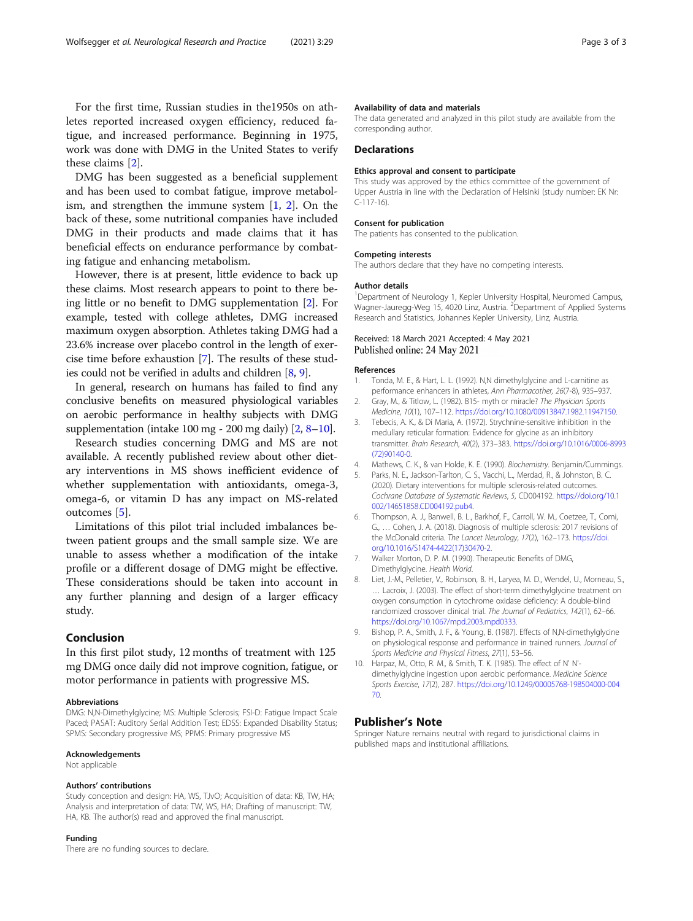For the first time, Russian studies in the1950s on athletes reported increased oxygen efficiency, reduced fatigue, and increased performance. Beginning in 1975, work was done with DMG in the United States to verify these claims [2].

DMG has been suggested as a beneficial supplement and has been used to combat fatigue, improve metabolism, and strengthen the immune system [1, 2]. On the back of these, some nutritional companies have included DMG in their products and made claims that it has beneficial effects on endurance performance by combating fatigue and enhancing metabolism.

However, there is at present, little evidence to back up these claims. Most research appears to point to there being little or no benefit to DMG supplementation [2]. For example, tested with college athletes, DMG increased maximum oxygen absorption. Athletes taking DMG had a 23.6% increase over placebo control in the length of exercise time before exhaustion [7]. The results of these studies could not be verified in adults and children [8, 9].

In general, research on humans has failed to find any conclusive benefits on measured physiological variables on aerobic performance in healthy subjects with DMG supplementation (intake 100 mg - 200 mg daily) [2, 8–10].

Research studies concerning DMG and MS are not available. A recently published review about other dietary interventions in MS shows inefficient evidence of whether supplementation with antioxidants, omega-3, omega-6, or vitamin D has any impact on MS-related outcomes [5].

Limitations of this pilot trial included imbalances between patient groups and the small sample size. We are unable to assess whether a modification of the intake profile or a different dosage of DMG might be effective. These considerations should be taken into account in any further planning and design of a larger efficacy study.

## Conclusion

In this first pilot study, 12 months of treatment with 125 mg DMG once daily did not improve cognition, fatigue, or motor performance in patients with progressive MS.

### Abbreviations

DMG: N,N-Dimethylglycine; MS: Multiple Sclerosis; FSI-D: Fatigue Impact Scale Paced; PASAT: Auditory Serial Addition Test; EDSS: Expanded Disability Status; SPMS: Secondary progressive MS; PPMS: Primary progressive MS

### Acknowledgements

Not applicable

### Authors' contributions

Study conception and design: HA, WS, TJvO; Acquisition of data: KB, TW, HA; Analysis and interpretation of data: TW, WS, HA; Drafting of manuscript: TW, HA, KB. The author(s) read and approved the final manuscript.

### Funding

There are no funding sources to declare.

### Availability of data and materials

The data generated and analyzed in this pilot study are available from the corresponding author.

## Declarations

### Ethics approval and consent to participate

This study was approved by the ethics committee of the government of Upper Austria in line with the Declaration of Helsinki (study number: EK Nr: C-117-16).

### Consent for publication

The patients has consented to the publication.

### Competing interests

The authors declare that they have no competing interests.

### Author details

[1]Department of Neurology 1, Kepler University Hospital, Neuromed Campus, Wagner-Jauregg-Weg 15, 4020 Linz, Austria. [2]Department of Applied Systems Research and Statistics, Johannes Kepler University, Linz, Austria.

Received: 18 March 2021 Accepted: 4 May 2021
Published online: 24 May 2021

### References

1. Tonda, M. E., & Hart, L. L. (1992). N,N dimethylglycine and L-carnitine as performance enhancers in athletes, *Ann Pharmacother*, *26*(7-8), 935–937.
2. Gray, M., & Titlow, L. (1982). B15- myth or miracle? *The Physician Sports Medicine*, *10*(1), 107–112. https://doi.org/10.1080/00913847.1982.11947150.
3. Tebecis, A. K., & Di Maria, A. (1972). Strychnine-sensitive inhibition in the medullary reticular formation: Evidence for glycine as an inhibitory transmitter. *Brain Research*, *40*(2), 373–383. https://doi.org/10.1016/0006-8993(72)90140-0.
4. Mathews, C. K., & van Holde, K. E. (1990). *Biochemistry*. Benjamin/Cummings.
5. Parks, N. E., Jackson-Tarlton, C. S., Vacchi, L., Merdad, R., & Johnston, B. C. (2020). Dietary interventions for multiple sclerosis-related outcomes. *Cochrane Database of Systematic Reviews*, *5*, CD004192. https://doi.org/10.1002/14651858.CD004192.pub4.
6. Thompson, A. J., Banwell, B. L., Barkhof, F., Carroll, W. M., Coetzee, T., Comi, G., … Cohen, J. A. (2018). Diagnosis of multiple sclerosis: 2017 revisions of the McDonald criteria. *The Lancet Neurology*, *17*(2), 162–173. https://doi.org/10.1016/S1474-4422(17)30470-2.
7. Walker Morton, D. P. M. (1990). Therapeutic Benefits of DMG, Dimethylglycine. *Health World*.
8. Liet, J.-M., Pelletier, V., Robinson, B. H., Laryea, M. D., Wendel, U., Morneau, S., … Lacroix, J. (2003). The effect of short-term dimethylglycine treatment on oxygen consumption in cytochrome oxidase deficiency: A double-blind randomized crossover clinical trial. *The Journal of Pediatrics*, *142*(1), 62–66. https://doi.org/10.1067/mpd.2003.mpd0333.
9. Bishop, P. A., Smith, J. F., & Young, B. (1987). Effects of N,N-dimethylglycine on physiological response and performance in trained runners. *Journal of Sports Medicine and Physical Fitness*, *27*(1), 53–56.
10. Harpaz, M., Otto, R. M., & Smith, T. K. (1985). The effect of N' N'-dimethylglycine ingestion upon aerobic performance. *Medicine Science Sports Exercise*, *17*(2), 287. https://doi.org/10.1249/00005768-198504000-00470.

## Publisher's Note

Springer Nature remains neutral with regard to jurisdictional claims in published maps and institutional affiliations.